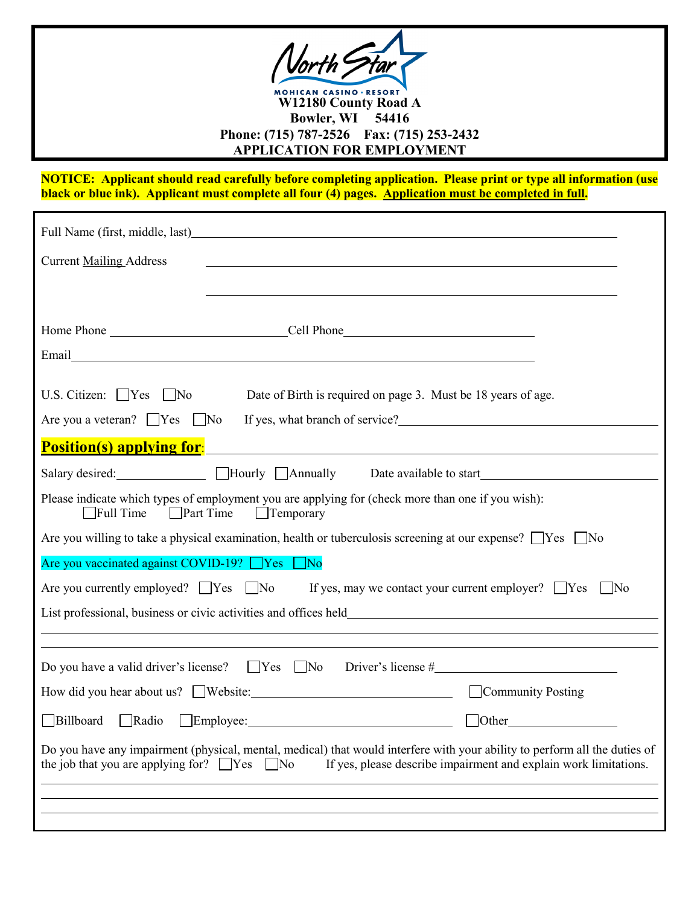# North Star Mohican Casino · Resort

**W12180 County Road A**
**Bowler, WI 54416**
**Phone: (715) 787-2526 Fax: (715) 253-2432**

## APPLICATION FOR EMPLOYMENT

**NOTICE: Applicant should read carefully before completing application. Please print or type all information (use black or blue ink). Applicant must complete all four (4) pages. Application must be completed in full.**

Full Name (first, middle, last) ____________________________________________

Current Mailing Address ____________________________________________

____________________________________________

Home Phone ______________________ Cell Phone ______________________

Email ____________________________________________

U.S. Citizen: ☐ Yes ☐ No Date of Birth is required on page 3. Must be 18 years of age.

Are you a veteran? ☐ Yes ☐ No If yes, what branch of service? ______________________

**Position(s) applying for**: ____________________________________________

Salary desired: __________ ☐ Hourly ☐ Annually Date available to start ______________________

Please indicate which types of employment you are applying for (check more than one if you wish):
☐ Full Time ☐ Part Time ☐ Temporary

Are you willing to take a physical examination, health or tuberculosis screening at our expense? ☐ Yes ☐ No

Are you vaccinated against COVID-19? ☐ Yes ☐ No

Are you currently employed? ☐ Yes ☐ No If yes, may we contact your current employer? ☐ Yes ☐ No

List professional, business or civic activities and offices held ____________________________________________

____________________________________________

____________________________________________

Do you have a valid driver's license? ☐ Yes ☐ No Driver's license # ______________________

How did you hear about us? ☐ Website: ______________________ ☐ Community Posting

☐ Billboard ☐ Radio ☐ Employee: ______________________ ☐ Other __________

Do you have any impairment (physical, mental, medical) that would interfere with your ability to perform all the duties of the job that you are applying for? ☐ Yes ☐ No If yes, please describe impairment and explain work limitations.

____________________________________________

____________________________________________

____________________________________________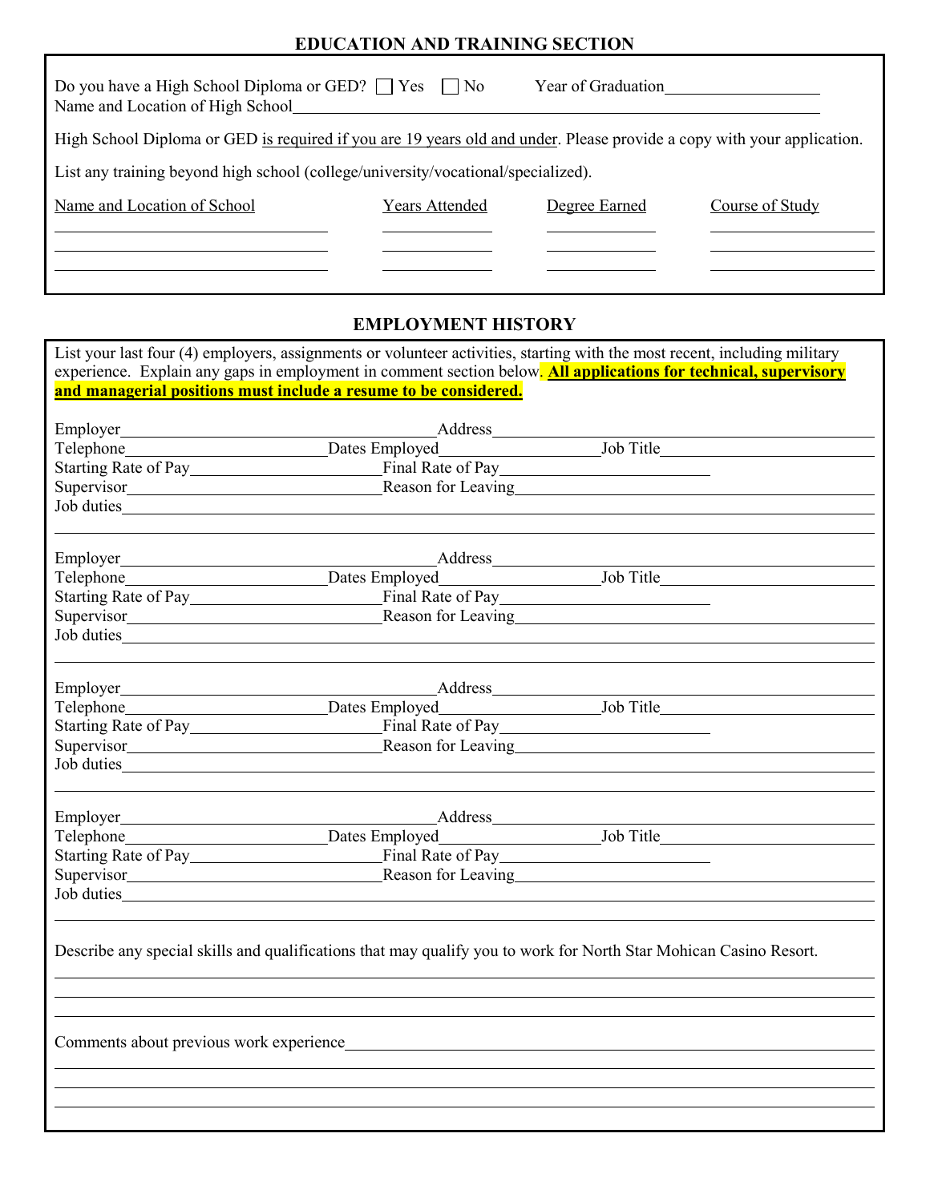## EDUCATION AND TRAINING SECTION

Do you have a High School Diploma or GED? ☐ Yes ☐ No Year of Graduation\_\_\_\_\_\_\_\_\_\_\_\_\_\_\_\_\_\_\_\_

Name and Location of High School\_\_\_\_\_\_\_\_\_\_\_\_\_\_\_\_\_\_\_\_\_\_\_\_\_\_\_\_\_\_\_\_\_\_\_\_\_\_\_\_\_\_\_\_\_\_\_\_\_\_\_\_\_\_\_\_\_\_\_\_

High School Diploma or GED is required if you are 19 years old and under. Please provide a copy with your application.

List any training beyond high school (college/university/vocational/specialized).

| Name and Location of School | Years Attended | Degree Earned | Course of Study |
|---|---|---|---|
| | | | |
| | | | |
| | | | |

## EMPLOYMENT HISTORY

List your last four (4) employers, assignments or volunteer activities, starting with the most recent, including military experience. Explain any gaps in employment in comment section below. **All applications for technical, supervisory and managerial positions must include a resume to be considered.**

Employer\_\_\_\_\_\_\_\_\_\_\_\_\_\_\_\_\_\_\_\_\_\_\_\_\_\_\_\_\_\_ Address\_\_\_\_\_\_\_\_\_\_\_\_\_\_\_\_\_\_\_\_\_\_\_\_\_\_\_\_\_\_\_\_\_\_\_\_\_\_
Telephone\_\_\_\_\_\_\_\_\_\_\_\_\_\_\_\_\_\_\_\_ Dates Employed\_\_\_\_\_\_\_\_\_\_\_\_\_\_\_ Job Title\_\_\_\_\_\_\_\_\_\_\_\_\_\_\_\_\_\_\_\_\_\_
Starting Rate of Pay\_\_\_\_\_\_\_\_\_\_\_\_\_\_\_\_\_\_\_\_ Final Rate of Pay\_\_\_\_\_\_\_\_\_\_\_\_\_\_\_\_\_\_\_\_\_\_
Supervisor\_\_\_\_\_\_\_\_\_\_\_\_\_\_\_\_\_\_\_\_\_\_\_\_\_\_ Reason for Leaving\_\_\_\_\_\_\_\_\_\_\_\_\_\_\_\_\_\_\_\_\_\_\_\_\_\_\_\_\_\_\_\_\_\_\_\_
Job duties\_\_\_\_\_\_\_\_\_\_\_\_\_\_\_\_\_\_\_\_\_\_\_\_\_\_\_\_\_\_\_\_\_\_\_\_\_\_\_\_\_\_\_\_\_\_\_\_\_\_\_\_\_\_\_\_\_\_\_\_\_\_\_\_\_\_\_\_\_\_\_\_\_\_\_\_\_\_

Employer\_\_\_\_\_\_\_\_\_\_\_\_\_\_\_\_\_\_\_\_\_\_\_\_\_\_\_\_\_\_ Address\_\_\_\_\_\_\_\_\_\_\_\_\_\_\_\_\_\_\_\_\_\_\_\_\_\_\_\_\_\_\_\_\_\_\_\_\_\_
Telephone\_\_\_\_\_\_\_\_\_\_\_\_\_\_\_\_\_\_\_\_ Dates Employed\_\_\_\_\_\_\_\_\_\_\_\_\_\_\_ Job Title\_\_\_\_\_\_\_\_\_\_\_\_\_\_\_\_\_\_\_\_\_\_
Starting Rate of Pay\_\_\_\_\_\_\_\_\_\_\_\_\_\_\_\_\_\_\_\_ Final Rate of Pay\_\_\_\_\_\_\_\_\_\_\_\_\_\_\_\_\_\_\_\_\_\_
Supervisor\_\_\_\_\_\_\_\_\_\_\_\_\_\_\_\_\_\_\_\_\_\_\_\_\_\_ Reason for Leaving\_\_\_\_\_\_\_\_\_\_\_\_\_\_\_\_\_\_\_\_\_\_\_\_\_\_\_\_\_\_\_\_\_\_\_\_
Job duties\_\_\_\_\_\_\_\_\_\_\_\_\_\_\_\_\_\_\_\_\_\_\_\_\_\_\_\_\_\_\_\_\_\_\_\_\_\_\_\_\_\_\_\_\_\_\_\_\_\_\_\_\_\_\_\_\_\_\_\_\_\_\_\_\_\_\_\_\_\_\_\_\_\_\_\_\_\_

Employer\_\_\_\_\_\_\_\_\_\_\_\_\_\_\_\_\_\_\_\_\_\_\_\_\_\_\_\_\_\_ Address\_\_\_\_\_\_\_\_\_\_\_\_\_\_\_\_\_\_\_\_\_\_\_\_\_\_\_\_\_\_\_\_\_\_\_\_\_\_
Telephone\_\_\_\_\_\_\_\_\_\_\_\_\_\_\_\_\_\_\_\_ Dates Employed\_\_\_\_\_\_\_\_\_\_\_\_\_\_\_ Job Title\_\_\_\_\_\_\_\_\_\_\_\_\_\_\_\_\_\_\_\_\_\_
Starting Rate of Pay\_\_\_\_\_\_\_\_\_\_\_\_\_\_\_\_\_\_\_\_ Final Rate of Pay\_\_\_\_\_\_\_\_\_\_\_\_\_\_\_\_\_\_\_\_\_\_
Supervisor\_\_\_\_\_\_\_\_\_\_\_\_\_\_\_\_\_\_\_\_\_\_\_\_\_\_ Reason for Leaving\_\_\_\_\_\_\_\_\_\_\_\_\_\_\_\_\_\_\_\_\_\_\_\_\_\_\_\_\_\_\_\_\_\_\_\_
Job duties\_\_\_\_\_\_\_\_\_\_\_\_\_\_\_\_\_\_\_\_\_\_\_\_\_\_\_\_\_\_\_\_\_\_\_\_\_\_\_\_\_\_\_\_\_\_\_\_\_\_\_\_\_\_\_\_\_\_\_\_\_\_\_\_\_\_\_\_\_\_\_\_\_\_\_\_\_\_

Employer\_\_\_\_\_\_\_\_\_\_\_\_\_\_\_\_\_\_\_\_\_\_\_\_\_\_\_\_\_\_ Address\_\_\_\_\_\_\_\_\_\_\_\_\_\_\_\_\_\_\_\_\_\_\_\_\_\_\_\_\_\_\_\_\_\_\_\_\_\_
Telephone\_\_\_\_\_\_\_\_\_\_\_\_\_\_\_\_\_\_\_\_ Dates Employed\_\_\_\_\_\_\_\_\_\_\_\_\_\_\_ Job Title\_\_\_\_\_\_\_\_\_\_\_\_\_\_\_\_\_\_\_\_\_\_
Starting Rate of Pay\_\_\_\_\_\_\_\_\_\_\_\_\_\_\_\_\_\_\_\_ Final Rate of Pay\_\_\_\_\_\_\_\_\_\_\_\_\_\_\_\_\_\_\_\_\_\_
Supervisor\_\_\_\_\_\_\_\_\_\_\_\_\_\_\_\_\_\_\_\_\_\_\_\_\_\_ Reason for Leaving\_\_\_\_\_\_\_\_\_\_\_\_\_\_\_\_\_\_\_\_\_\_\_\_\_\_\_\_\_\_\_\_\_\_\_\_
Job duties\_\_\_\_\_\_\_\_\_\_\_\_\_\_\_\_\_\_\_\_\_\_\_\_\_\_\_\_\_\_\_\_\_\_\_\_\_\_\_\_\_\_\_\_\_\_\_\_\_\_\_\_\_\_\_\_\_\_\_\_\_\_\_\_\_\_\_\_\_\_\_\_\_\_\_\_\_\_

Describe any special skills and qualifications that may qualify you to work for North Star Mohican Casino Resort.

\_\_\_\_\_\_\_\_\_\_\_\_\_\_\_\_\_\_\_\_\_\_\_\_\_\_\_\_\_\_\_\_\_\_\_\_\_\_\_\_\_\_\_\_\_\_\_\_\_\_\_\_\_\_\_\_\_\_\_\_\_\_\_\_\_\_\_\_\_\_\_\_\_\_\_\_\_\_\_\_\_\_\_\_

Comments about previous work experience\_\_\_\_\_\_\_\_\_\_\_\_\_\_\_\_\_\_\_\_\_\_\_\_\_\_\_\_\_\_\_\_\_\_\_\_\_\_\_\_\_\_\_\_\_\_\_\_\_\_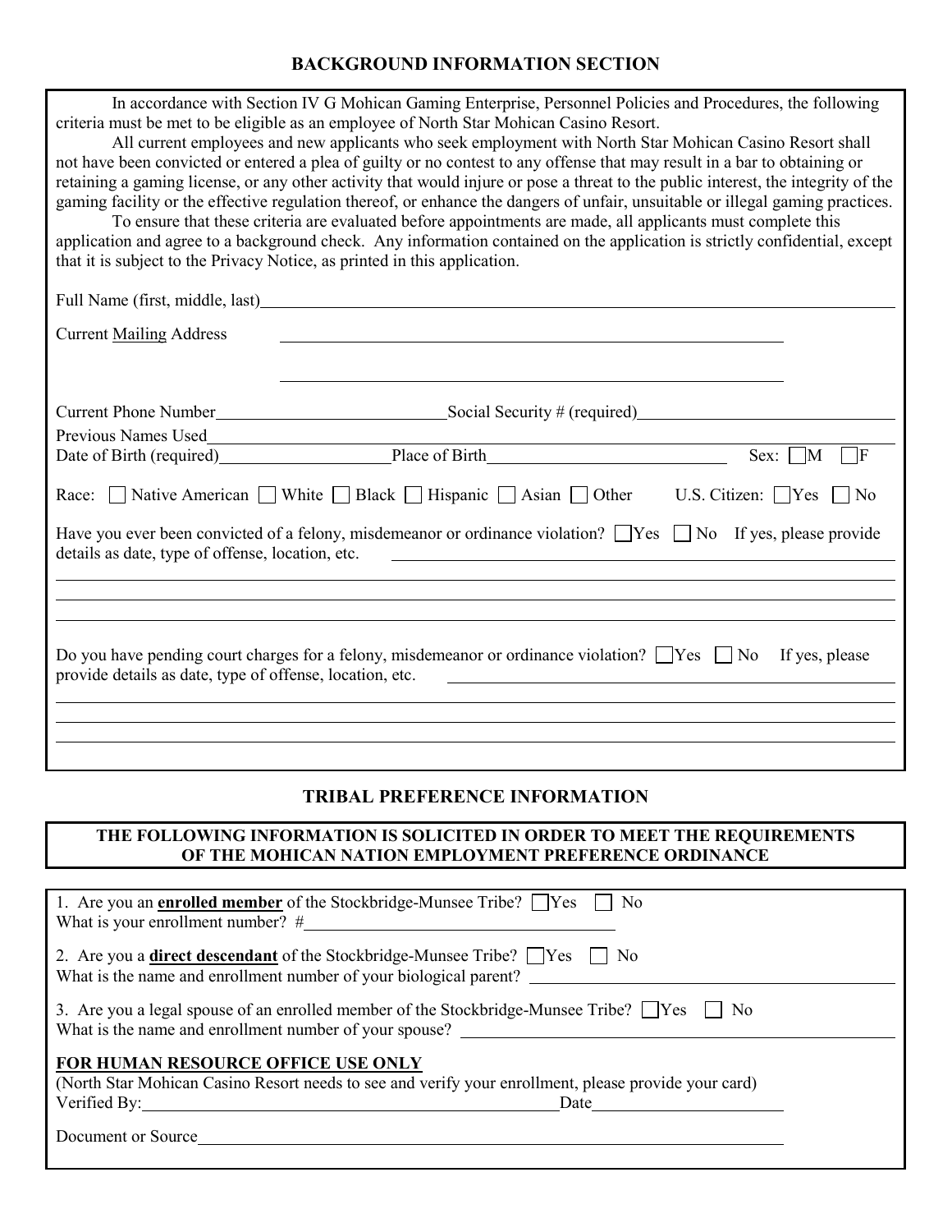## BACKGROUND INFORMATION SECTION

In accordance with Section IV G Mohican Gaming Enterprise, Personnel Policies and Procedures, the following criteria must be met to be eligible as an employee of North Star Mohican Casino Resort.

All current employees and new applicants who seek employment with North Star Mohican Casino Resort shall not have been convicted or entered a plea of guilty or no contest to any offense that may result in a bar to obtaining or retaining a gaming license, or any other activity that would injure or pose a threat to the public interest, the integrity of the gaming facility or the effective regulation thereof, or enhance the dangers of unfair, unsuitable or illegal gaming practices.

To ensure that these criteria are evaluated before appointments are made, all applicants must complete this application and agree to a background check. Any information contained on the application is strictly confidential, except that it is subject to the Privacy Notice, as printed in this application.

Full Name (first, middle, last) ______________________________

Current Mailing Address ______________________________

______________________________

Current Phone Number ____________ Social Security # (required) ____________

Previous Names Used ______________________________

Date of Birth (required) ____________ Place of Birth ____________ Sex: ☐ M ☐ F

Race: ☐ Native American ☐ White ☐ Black ☐ Hispanic ☐ Asian ☐ Other U.S. Citizen: ☐ Yes ☐ No

Have you ever been convicted of a felony, misdemeanor or ordinance violation? ☐ Yes ☐ No If yes, please provide details as date, type of offense, location, etc. ______________________________

______________________________

______________________________

______________________________

Do you have pending court charges for a felony, misdemeanor or ordinance violation? ☐ Yes ☐ No If yes, please provide details as date, type of offense, location, etc. ______________________________

______________________________

______________________________

______________________________

## TRIBAL PREFERENCE INFORMATION

**THE FOLLOWING INFORMATION IS SOLICITED IN ORDER TO MEET THE REQUIREMENTS OF THE MOHICAN NATION EMPLOYMENT PREFERENCE ORDINANCE**

1. Are you an **enrolled member** of the Stockbridge-Munsee Tribe? ☐ Yes ☐ No
   What is your enrollment number? # ____________

2. Are you a **direct descendant** of the Stockbridge-Munsee Tribe? ☐ Yes ☐ No
   What is the name and enrollment number of your biological parent? ____________

3. Are you a legal spouse of an enrolled member of the Stockbridge-Munsee Tribe? ☐ Yes ☐ No
   What is the name and enrollment number of your spouse? ____________

**FOR HUMAN RESOURCE OFFICE USE ONLY**

(North Star Mohican Casino Resort needs to see and verify your enrollment, please provide your card)

Verified By: ____________ Date ____________

Document or Source ____________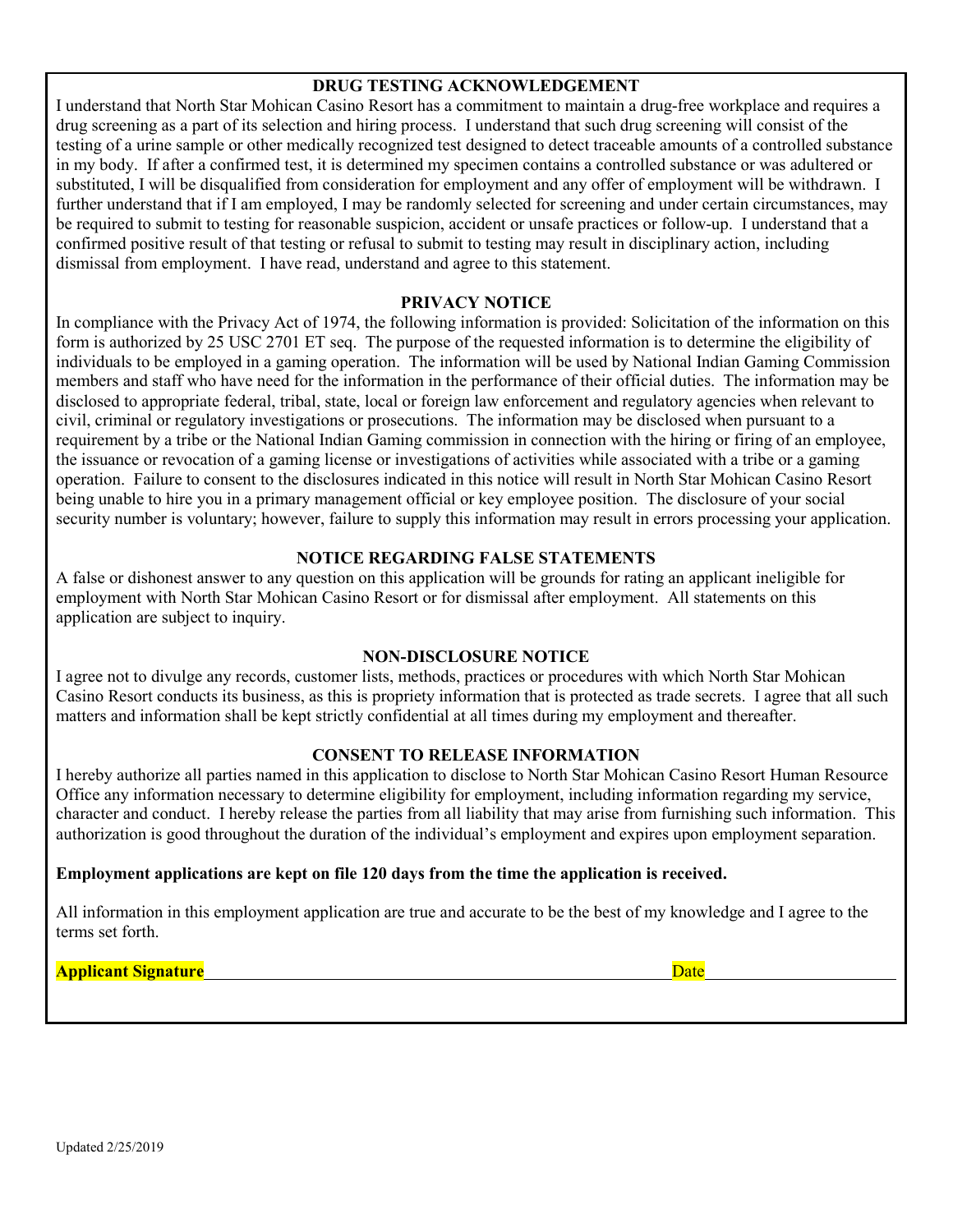## DRUG TESTING ACKNOWLEDGEMENT

I understand that North Star Mohican Casino Resort has a commitment to maintain a drug-free workplace and requires a drug screening as a part of its selection and hiring process. I understand that such drug screening will consist of the testing of a urine sample or other medically recognized test designed to detect traceable amounts of a controlled substance in my body. If after a confirmed test, it is determined my specimen contains a controlled substance or was adultered or substituted, I will be disqualified from consideration for employment and any offer of employment will be withdrawn. I further understand that if I am employed, I may be randomly selected for screening and under certain circumstances, may be required to submit to testing for reasonable suspicion, accident or unsafe practices or follow-up. I understand that a confirmed positive result of that testing or refusal to submit to testing may result in disciplinary action, including dismissal from employment. I have read, understand and agree to this statement.

## PRIVACY NOTICE

In compliance with the Privacy Act of 1974, the following information is provided: Solicitation of the information on this form is authorized by 25 USC 2701 ET seq. The purpose of the requested information is to determine the eligibility of individuals to be employed in a gaming operation. The information will be used by National Indian Gaming Commission members and staff who have need for the information in the performance of their official duties. The information may be disclosed to appropriate federal, tribal, state, local or foreign law enforcement and regulatory agencies when relevant to civil, criminal or regulatory investigations or prosecutions. The information may be disclosed when pursuant to a requirement by a tribe or the National Indian Gaming commission in connection with the hiring or firing of an employee, the issuance or revocation of a gaming license or investigations of activities while associated with a tribe or a gaming operation. Failure to consent to the disclosures indicated in this notice will result in North Star Mohican Casino Resort being unable to hire you in a primary management official or key employee position. The disclosure of your social security number is voluntary; however, failure to supply this information may result in errors processing your application.

## NOTICE REGARDING FALSE STATEMENTS

A false or dishonest answer to any question on this application will be grounds for rating an applicant ineligible for employment with North Star Mohican Casino Resort or for dismissal after employment. All statements on this application are subject to inquiry.

## NON-DISCLOSURE NOTICE

I agree not to divulge any records, customer lists, methods, practices or procedures with which North Star Mohican Casino Resort conducts its business, as this is propriety information that is protected as trade secrets. I agree that all such matters and information shall be kept strictly confidential at all times during my employment and thereafter.

## CONSENT TO RELEASE INFORMATION

I hereby authorize all parties named in this application to disclose to North Star Mohican Casino Resort Human Resource Office any information necessary to determine eligibility for employment, including information regarding my service, character and conduct. I hereby release the parties from all liability that may arise from furnishing such information. This authorization is good throughout the duration of the individual's employment and expires upon employment separation.

**Employment applications are kept on file 120 days from the time the application is received.**

All information in this employment application are true and accurate to be the best of my knowledge and I agree to the terms set forth.

**Applicant Signature**\_\_\_\_\_\_\_\_\_\_\_\_\_\_\_\_\_\_\_\_\_\_\_\_\_\_\_\_\_\_\_\_\_\_\_\_\_\_\_\_\_\_\_\_ Date\_\_\_\_\_\_\_\_\_\_\_\_\_\_\_\_\_\_

Updated 2/25/2019